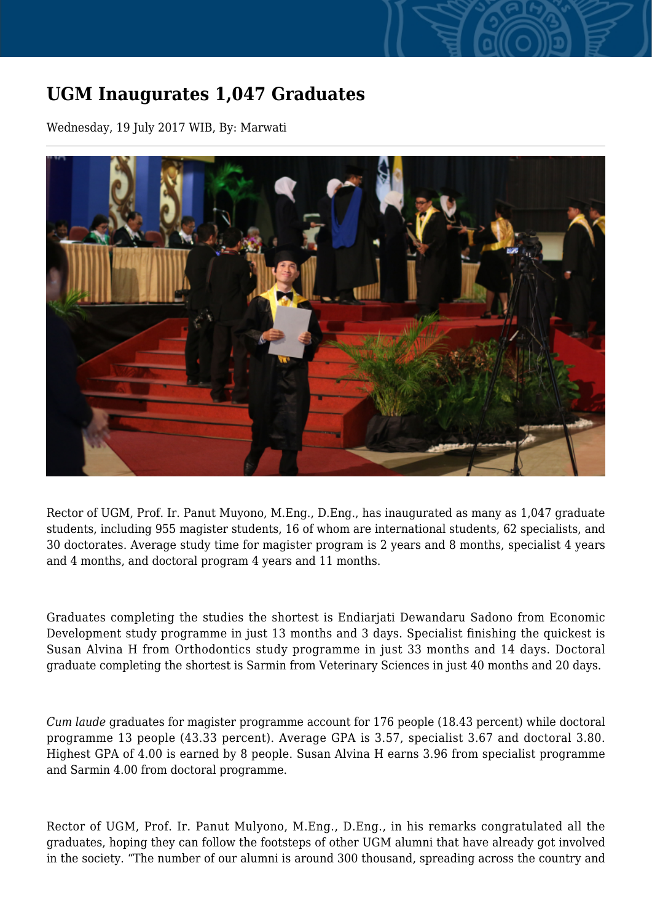# UGM Inaugurates 1,047 Graduates

Wednesday, 19 July 2017 WIB, By: Marwati

Rector of UGM, Prof. Ir. Panut Muyono, M.Eng., D.Eng., has inaugurated as many as 1,047 graduate students, including 955 magister students, 16 of whom are international students, 62 specialists, and 30 doctorates. Average study time for magister program is 2 years and 8 months, specialist 4 years and 4 months, and doctoral program 4 years and 11 months.

Graduates completing the studies the shortest is Endiarjati Dewandaru Sadono from Economic Development study programme in just 13 months and 3 days. Specialist finishing the quickest is Susan Alvina H from Orthodontics study programme in just 33 months and 14 days. Doctoral graduate completing the shortest is Sarmin from Veterinary Sciences in just 40 months and 20 days.

*Cum laude* graduates for magister programme account for 176 people (18.43 percent) while doctoral programme 13 people (43.33 percent). Average GPA is 3.57, specialist 3.67 and doctoral 3.80. Highest GPA of 4.00 is earned by 8 people. Susan Alvina H earns 3.96 from specialist programme and Sarmin 4.00 from doctoral programme.

Rector of UGM, Prof. Ir. Panut Mulyono, M.Eng., D.Eng., in his remarks congratulated all the graduates, hoping they can follow the footsteps of other UGM alumni that have already got involved in the society. "The number of our alumni is around 300 thousand, spreading across the country and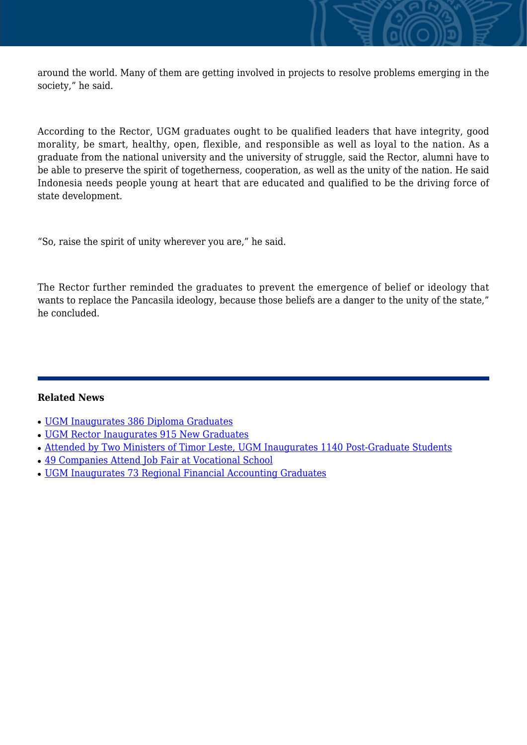around the world. Many of them are getting involved in projects to resolve problems emerging in the society," he said.

According to the Rector, UGM graduates ought to be qualified leaders that have integrity, good morality, be smart, healthy, open, flexible, and responsible as well as loyal to the nation. As a graduate from the national university and the university of struggle, said the Rector, alumni have to be able to preserve the spirit of togetherness, cooperation, as well as the unity of the nation. He said Indonesia needs people young at heart that are educated and qualified to be the driving force of state development.

"So, raise the spirit of unity wherever you are," he said.

The Rector further reminded the graduates to prevent the emergence of belief or ideology that wants to replace the Pancasila ideology, because those beliefs are a danger to the unity of the state," he concluded.

---

**Related News**

- UGM Inaugurates 386 Diploma Graduates
- UGM Rector Inaugurates 915 New Graduates
- Attended by Two Ministers of Timor Leste, UGM Inaugurates 1140 Post-Graduate Students
- 49 Companies Attend Job Fair at Vocational School
- UGM Inaugurates 73 Regional Financial Accounting Graduates